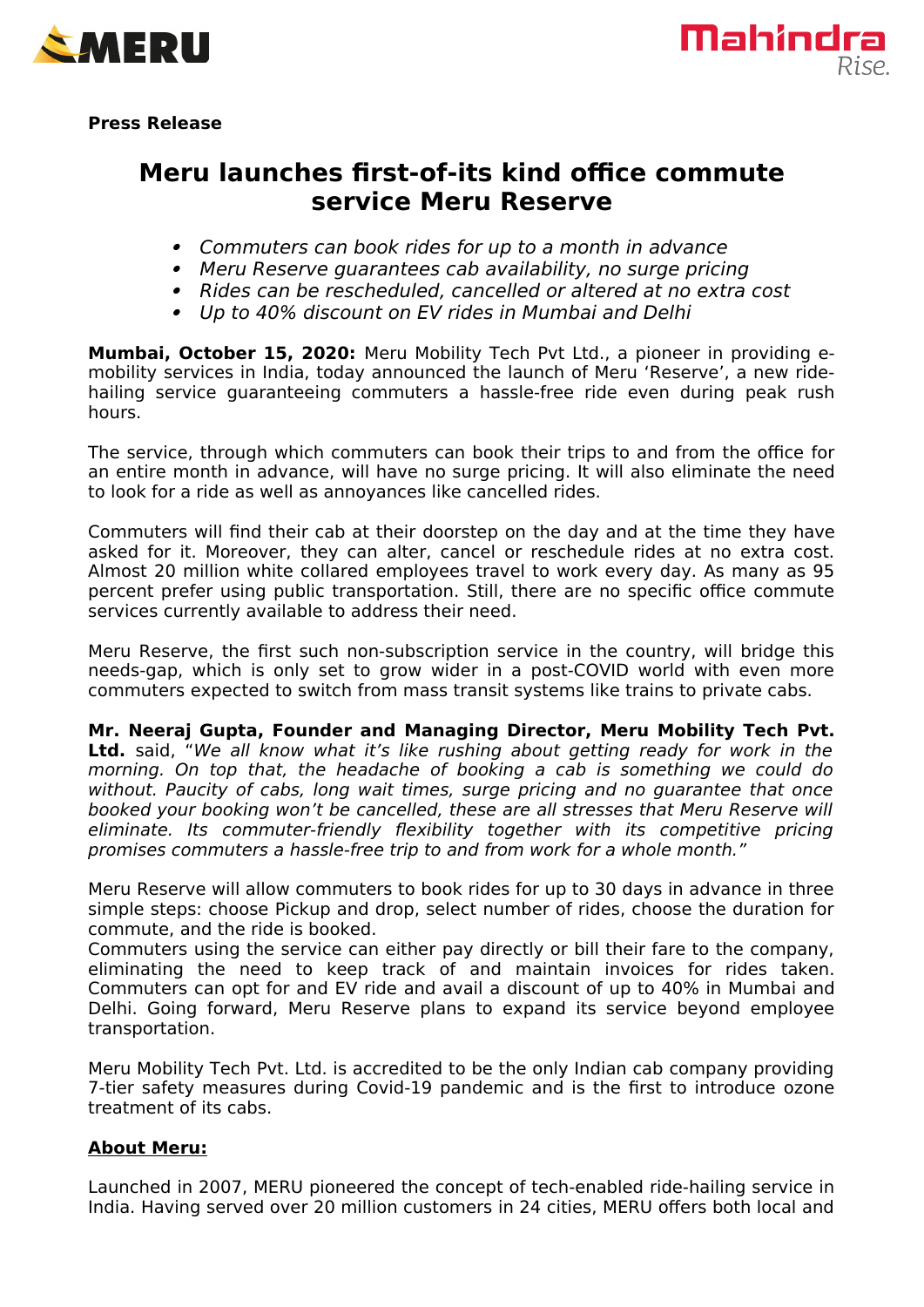**Press Release**

# Meru launches first-of-its kind office commute service Meru Reserve

- *Commuters can book rides for up to a month in advance*
- *Meru Reserve guarantees cab availability, no surge pricing*
- *Rides can be rescheduled, cancelled or altered at no extra cost*
- *Up to 40% discount on EV rides in Mumbai and Delhi*

**Mumbai, October 15, 2020:** Meru Mobility Tech Pvt Ltd., a pioneer in providing e-mobility services in India, today announced the launch of Meru 'Reserve', a new ride-hailing service guaranteeing commuters a hassle-free ride even during peak rush hours.

The service, through which commuters can book their trips to and from the office for an entire month in advance, will have no surge pricing. It will also eliminate the need to look for a ride as well as annoyances like cancelled rides.

Commuters will find their cab at their doorstep on the day and at the time they have asked for it. Moreover, they can alter, cancel or reschedule rides at no extra cost. Almost 20 million white collared employees travel to work every day. As many as 95 percent prefer using public transportation. Still, there are no specific office commute services currently available to address their need.

Meru Reserve, the first such non-subscription service in the country, will bridge this needs-gap, which is only set to grow wider in a post-COVID world with even more commuters expected to switch from mass transit systems like trains to private cabs.

**Mr. Neeraj Gupta, Founder and Managing Director, Meru Mobility Tech Pvt. Ltd.** said, "*We all know what it's like rushing about getting ready for work in the morning. On top that, the headache of booking a cab is something we could do without. Paucity of cabs, long wait times, surge pricing and no guarantee that once booked your booking won't be cancelled, these are all stresses that Meru Reserve will eliminate. Its commuter-friendly flexibility together with its competitive pricing promises commuters a hassle-free trip to and from work for a whole month.*"

Meru Reserve will allow commuters to book rides for up to 30 days in advance in three simple steps: choose Pickup and drop, select number of rides, choose the duration for commute, and the ride is booked.
Commuters using the service can either pay directly or bill their fare to the company, eliminating the need to keep track of and maintain invoices for rides taken. Commuters can opt for and EV ride and avail a discount of up to 40% in Mumbai and Delhi. Going forward, Meru Reserve plans to expand its service beyond employee transportation.

Meru Mobility Tech Pvt. Ltd. is accredited to be the only Indian cab company providing 7-tier safety measures during Covid-19 pandemic and is the first to introduce ozone treatment of its cabs.

**About Meru:**

Launched in 2007, MERU pioneered the concept of tech-enabled ride-hailing service in India. Having served over 20 million customers in 24 cities, MERU offers both local and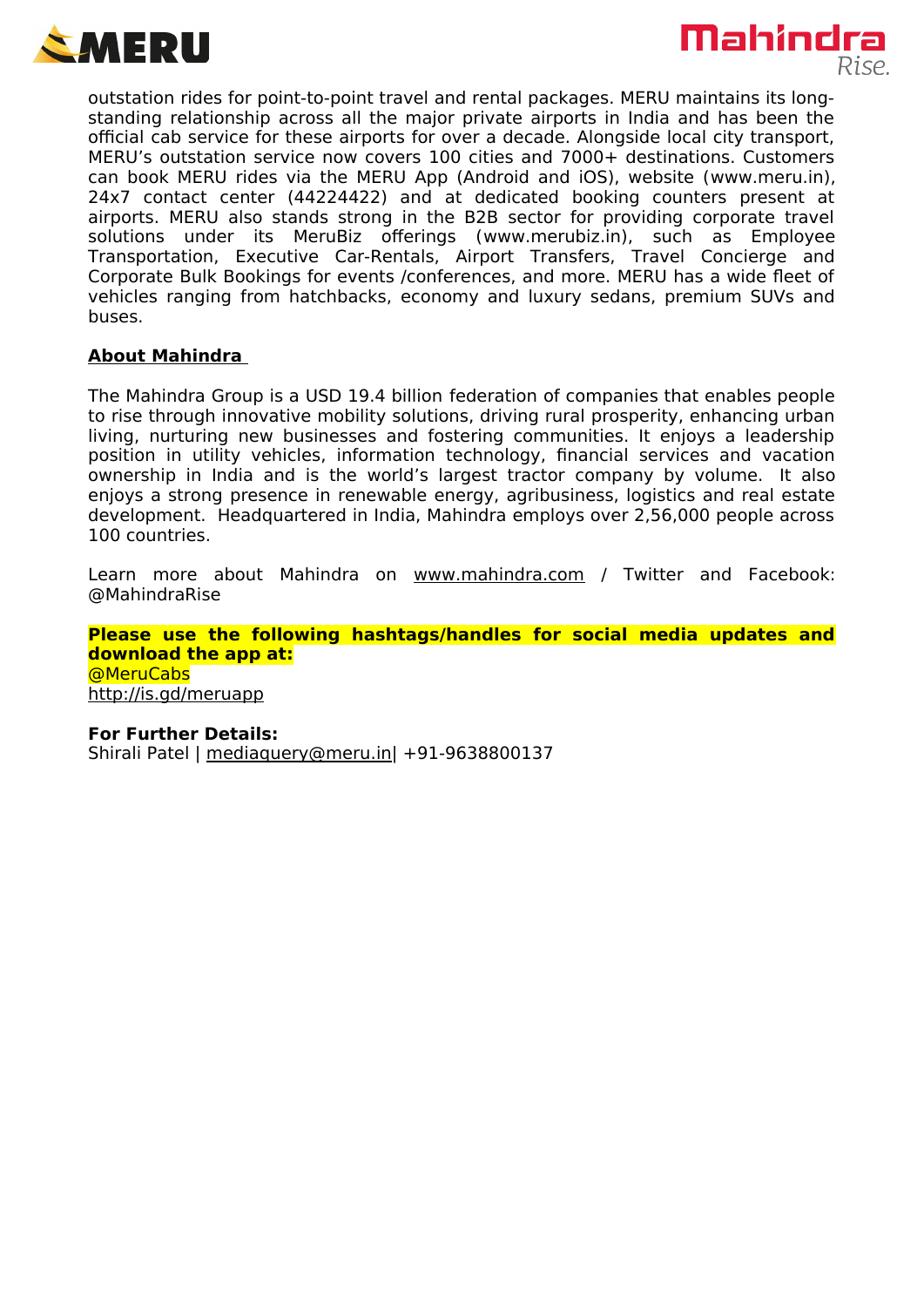outstation rides for point-to-point travel and rental packages. MERU maintains its long-standing relationship across all the major private airports in India and has been the official cab service for these airports for over a decade. Alongside local city transport, MERU's outstation service now covers 100 cities and 7000+ destinations. Customers can book MERU rides via the MERU App (Android and iOS), website (www.meru.in), 24x7 contact center (44224422) and at dedicated booking counters present at airports. MERU also stands strong in the B2B sector for providing corporate travel solutions under its MeruBiz offerings (www.merubiz.in), such as Employee Transportation, Executive Car-Rentals, Airport Transfers, Travel Concierge and Corporate Bulk Bookings for events /conferences, and more. MERU has a wide fleet of vehicles ranging from hatchbacks, economy and luxury sedans, premium SUVs and buses.

**About Mahindra**

The Mahindra Group is a USD 19.4 billion federation of companies that enables people to rise through innovative mobility solutions, driving rural prosperity, enhancing urban living, nurturing new businesses and fostering communities. It enjoys a leadership position in utility vehicles, information technology, financial services and vacation ownership in India and is the world's largest tractor company by volume. It also enjoys a strong presence in renewable energy, agribusiness, logistics and real estate development. Headquartered in India, Mahindra employs over 2,56,000 people across 100 countries.

Learn more about Mahindra on www.mahindra.com / Twitter and Facebook: @MahindraRise

**Please use the following hashtags/handles for social media updates and download the app at:**
@MeruCabs
http://is.gd/meruapp

**For Further Details:**
Shirali Patel | mediaquery@meru.in| +91-9638800137